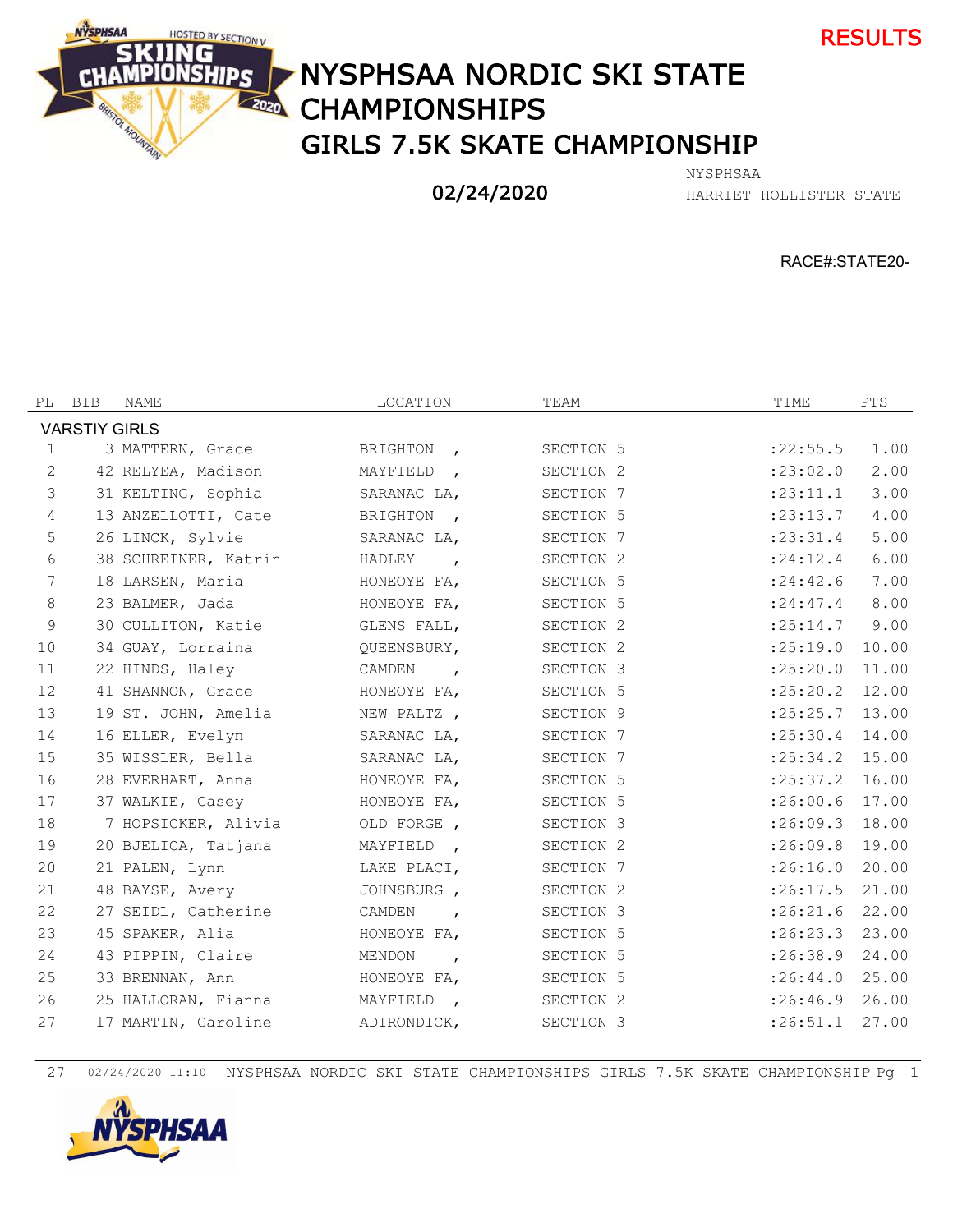RESULTS

# NYSPHSAA NORDIC SKI STATE CHAMPIONSHIPS

## GIRLS 7.5K SKATE CHAMPIONSHIP

02/24/2020

NYSPHSAA
HARRIET HOLLISTER STATE

RACE#:STATE20-

| PL | BIB | NAME | LOCATION | TEAM | TIME | PTS |
|---|---|---|---|---|---|---|
| VARSTIY GIRLS | | | | | | |
| 1 | 3 | MATTERN, Grace | BRIGHTON , | SECTION 5 | :22:55.5 | 1.00 |
| 2 | 42 | RELYEA, Madison | MAYFIELD , | SECTION 2 | :23:02.0 | 2.00 |
| 3 | 31 | KELTING, Sophia | SARANAC LA, | SECTION 7 | :23:11.1 | 3.00 |
| 4 | 13 | ANZELLOTTI, Cate | BRIGHTON , | SECTION 5 | :23:13.7 | 4.00 |
| 5 | 26 | LINCK, Sylvie | SARANAC LA, | SECTION 7 | :23:31.4 | 5.00 |
| 6 | 38 | SCHREINER, Katrin | HADLEY , | SECTION 2 | :24:12.4 | 6.00 |
| 7 | 18 | LARSEN, Maria | HONEOYE FA, | SECTION 5 | :24:42.6 | 7.00 |
| 8 | 23 | BALMER, Jada | HONEOYE FA, | SECTION 5 | :24:47.4 | 8.00 |
| 9 | 30 | CULLITON, Katie | GLENS FALL, | SECTION 2 | :25:14.7 | 9.00 |
| 10 | 34 | GUAY, Lorraina | QUEENSBURY, | SECTION 2 | :25:19.0 | 10.00 |
| 11 | 22 | HINDS, Haley | CAMDEN , | SECTION 3 | :25:20.0 | 11.00 |
| 12 | 41 | SHANNON, Grace | HONEOYE FA, | SECTION 5 | :25:20.2 | 12.00 |
| 13 | 19 | ST. JOHN, Amelia | NEW PALTZ , | SECTION 9 | :25:25.7 | 13.00 |
| 14 | 16 | ELLER, Evelyn | SARANAC LA, | SECTION 7 | :25:30.4 | 14.00 |
| 15 | 35 | WISSLER, Bella | SARANAC LA, | SECTION 7 | :25:34.2 | 15.00 |
| 16 | 28 | EVERHART, Anna | HONEOYE FA, | SECTION 5 | :25:37.2 | 16.00 |
| 17 | 37 | WALKIE, Casey | HONEOYE FA, | SECTION 5 | :26:00.6 | 17.00 |
| 18 | 7 | HOPSICKER, Alivia | OLD FORGE , | SECTION 3 | :26:09.3 | 18.00 |
| 19 | 20 | BJELICA, Tatjana | MAYFIELD , | SECTION 2 | :26:09.8 | 19.00 |
| 20 | 21 | PALEN, Lynn | LAKE PLACI, | SECTION 7 | :26:16.0 | 20.00 |
| 21 | 48 | BAYSE, Avery | JOHNSBURG , | SECTION 2 | :26:17.5 | 21.00 |
| 22 | 27 | SEIDL, Catherine | CAMDEN , | SECTION 3 | :26:21.6 | 22.00 |
| 23 | 45 | SPAKER, Alia | HONEOYE FA, | SECTION 5 | :26:23.3 | 23.00 |
| 24 | 43 | PIPPIN, Claire | MENDON , | SECTION 5 | :26:38.9 | 24.00 |
| 25 | 33 | BRENNAN, Ann | HONEOYE FA, | SECTION 5 | :26:44.0 | 25.00 |
| 26 | 25 | HALLORAN, Fianna | MAYFIELD , | SECTION 2 | :26:46.9 | 26.00 |
| 27 | 17 | MARTIN, Caroline | ADIRONDICK, | SECTION 3 | :26:51.1 | 27.00 |

27 02/24/2020 11:10 NYSPHSAA NORDIC SKI STATE CHAMPIONSHIPS GIRLS 7.5K SKATE CHAMPIONSHIP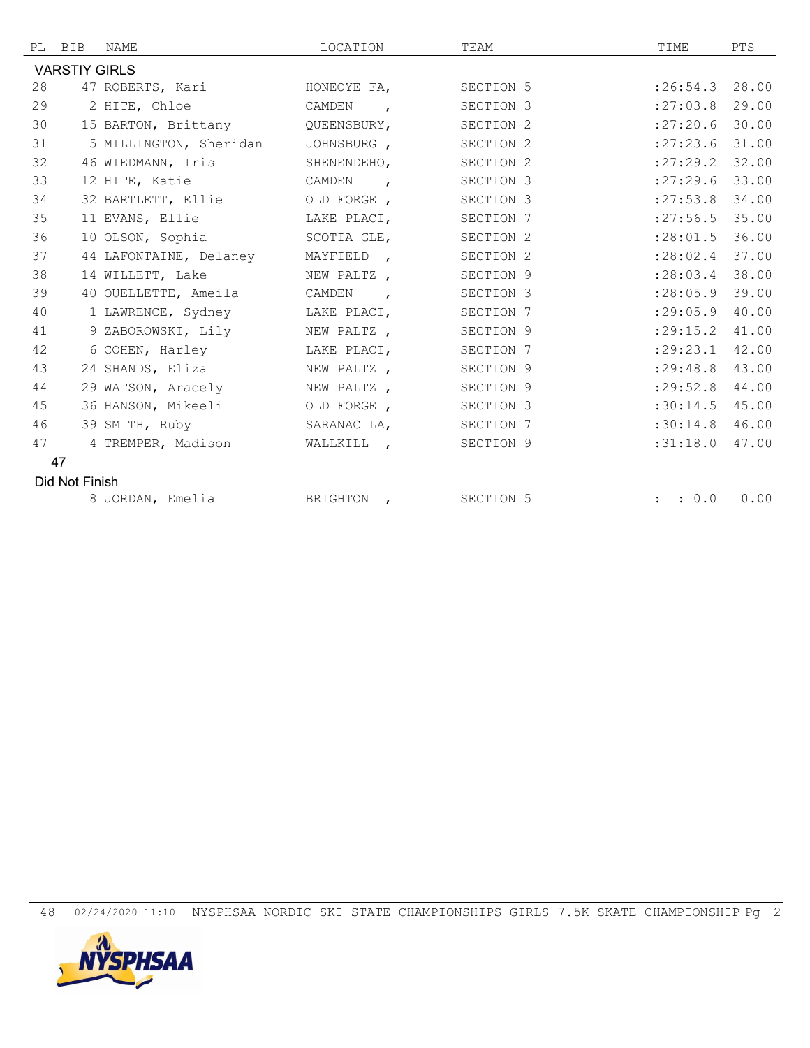| PL | BIB | NAME | LOCATION | TEAM | TIME | PTS |
|---|---|---|---|---|---|---|
| **VARSTIY GIRLS** | | | | | | |
| 28 | 47 | ROBERTS, Kari | HONEOYE FA, | SECTION 5 | :26:54.3 | 28.00 |
| 29 | 2 | HITE, Chloe | CAMDEN , | SECTION 3 | :27:03.8 | 29.00 |
| 30 | 15 | BARTON, Brittany | QUEENSBURY, | SECTION 2 | :27:20.6 | 30.00 |
| 31 | 5 | MILLINGTON, Sheridan | JOHNSBURG , | SECTION 2 | :27:23.6 | 31.00 |
| 32 | 46 | WIEDMANN, Iris | SHENENDEHO, | SECTION 2 | :27:29.2 | 32.00 |
| 33 | 12 | HITE, Katie | CAMDEN , | SECTION 3 | :27:29.6 | 33.00 |
| 34 | 32 | BARTLETT, Ellie | OLD FORGE , | SECTION 3 | :27:53.8 | 34.00 |
| 35 | 11 | EVANS, Ellie | LAKE PLACI, | SECTION 7 | :27:56.5 | 35.00 |
| 36 | 10 | OLSON, Sophia | SCOTIA GLE, | SECTION 2 | :28:01.5 | 36.00 |
| 37 | 44 | LAFONTAINE, Delaney | MAYFIELD , | SECTION 2 | :28:02.4 | 37.00 |
| 38 | 14 | WILLETT, Lake | NEW PALTZ , | SECTION 9 | :28:03.4 | 38.00 |
| 39 | 40 | OUELLETTE, Ameila | CAMDEN , | SECTION 3 | :28:05.9 | 39.00 |
| 40 | 1 | LAWRENCE, Sydney | LAKE PLACI, | SECTION 7 | :29:05.9 | 40.00 |
| 41 | 9 | ZABOROWSKI, Lily | NEW PALTZ , | SECTION 9 | :29:15.2 | 41.00 |
| 42 | 6 | COHEN, Harley | LAKE PLACI, | SECTION 7 | :29:23.1 | 42.00 |
| 43 | 24 | SHANDS, Eliza | NEW PALTZ , | SECTION 9 | :29:48.8 | 43.00 |
| 44 | 29 | WATSON, Aracely | NEW PALTZ , | SECTION 9 | :29:52.8 | 44.00 |
| 45 | 36 | HANSON, Mikeeli | OLD FORGE , | SECTION 3 | :30:14.5 | 45.00 |
| 46 | 39 | SMITH, Ruby | SARANAC LA, | SECTION 7 | :30:14.8 | 46.00 |
| 47 | 4 | TREMPER, Madison | WALLKILL , | SECTION 9 | :31:18.0 | 47.00 |
| 47 | | | | | | |
| **Did Not Finish** | | | | | | |
| | 8 | JORDAN, Emelia | BRIGHTON , | SECTION 5 | : : 0.0 | 0.00 |

48 02/24/2020 11:10 NYSPHSAA NORDIC SKI STATE CHAMPIONSHIPS GIRLS 7.5K SKATE CHAMPIONSHIP